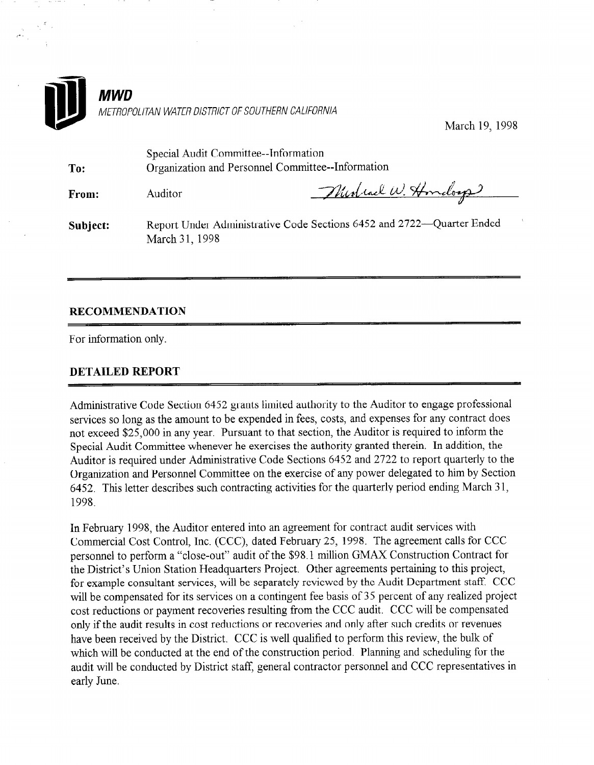**MWD**

*METROPOLITAN WATER DISTRICT OF SOUTHERN CALIFORNIA*

March 19, 1998

**To:** Special Audit Committee--Information
Organization and Personnel Committee--Information

**From:** Auditor *Michael W. Hondorp*

**Subject:** Report Under Administrative Code Sections 6452 and 2722—Quarter Ended March 31, 1998

## RECOMMENDATION

For information only.

## DETAILED REPORT

Administrative Code Section 6452 grants limited authority to the Auditor to engage professional services so long as the amount to be expended in fees, costs, and expenses for any contract does not exceed $25,000 in any year. Pursuant to that section, the Auditor is required to inform the Special Audit Committee whenever he exercises the authority granted therein. In addition, the Auditor is required under Administrative Code Sections 6452 and 2722 to report quarterly to the Organization and Personnel Committee on the exercise of any power delegated to him by Section 6452. This letter describes such contracting activities for the quarterly period ending March 31, 1998.

In February 1998, the Auditor entered into an agreement for contract audit services with Commercial Cost Control, Inc. (CCC), dated February 25, 1998. The agreement calls for CCC personnel to perform a "close-out" audit of the $98.1 million GMAX Construction Contract for the District's Union Station Headquarters Project. Other agreements pertaining to this project, for example consultant services, will be separately reviewed by the Audit Department staff. CCC will be compensated for its services on a contingent fee basis of 35 percent of any realized project cost reductions or payment recoveries resulting from the CCC audit. CCC will be compensated only if the audit results in cost reductions or recoveries and only after such credits or revenues have been received by the District. CCC is well qualified to perform this review, the bulk of which will be conducted at the end of the construction period. Planning and scheduling for the audit will be conducted by District staff, general contractor personnel and CCC representatives in early June.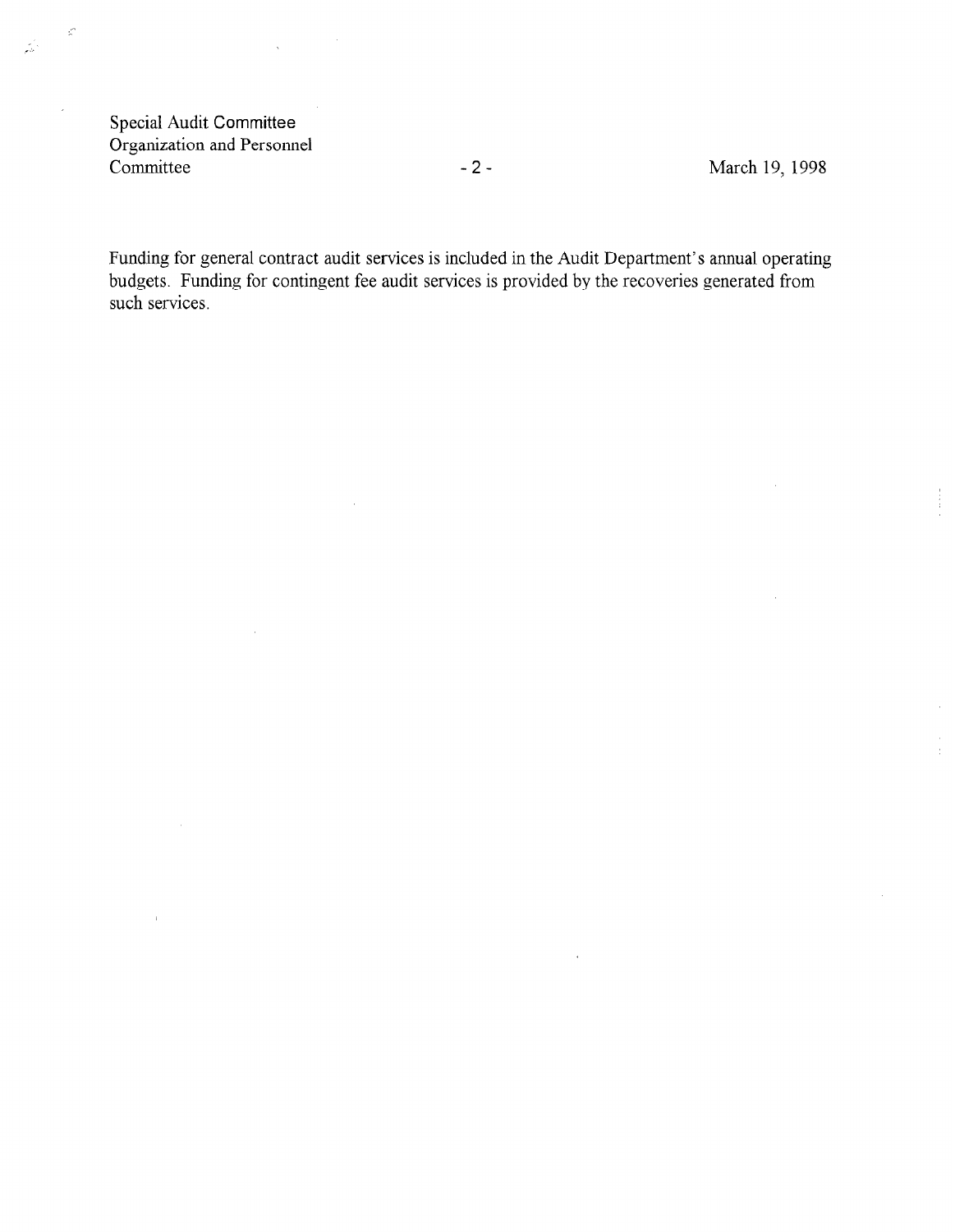Funding for general contract audit services is included in the Audit Department's annual operating budgets. Funding for contingent fee audit services is provided by the recoveries generated from such services.